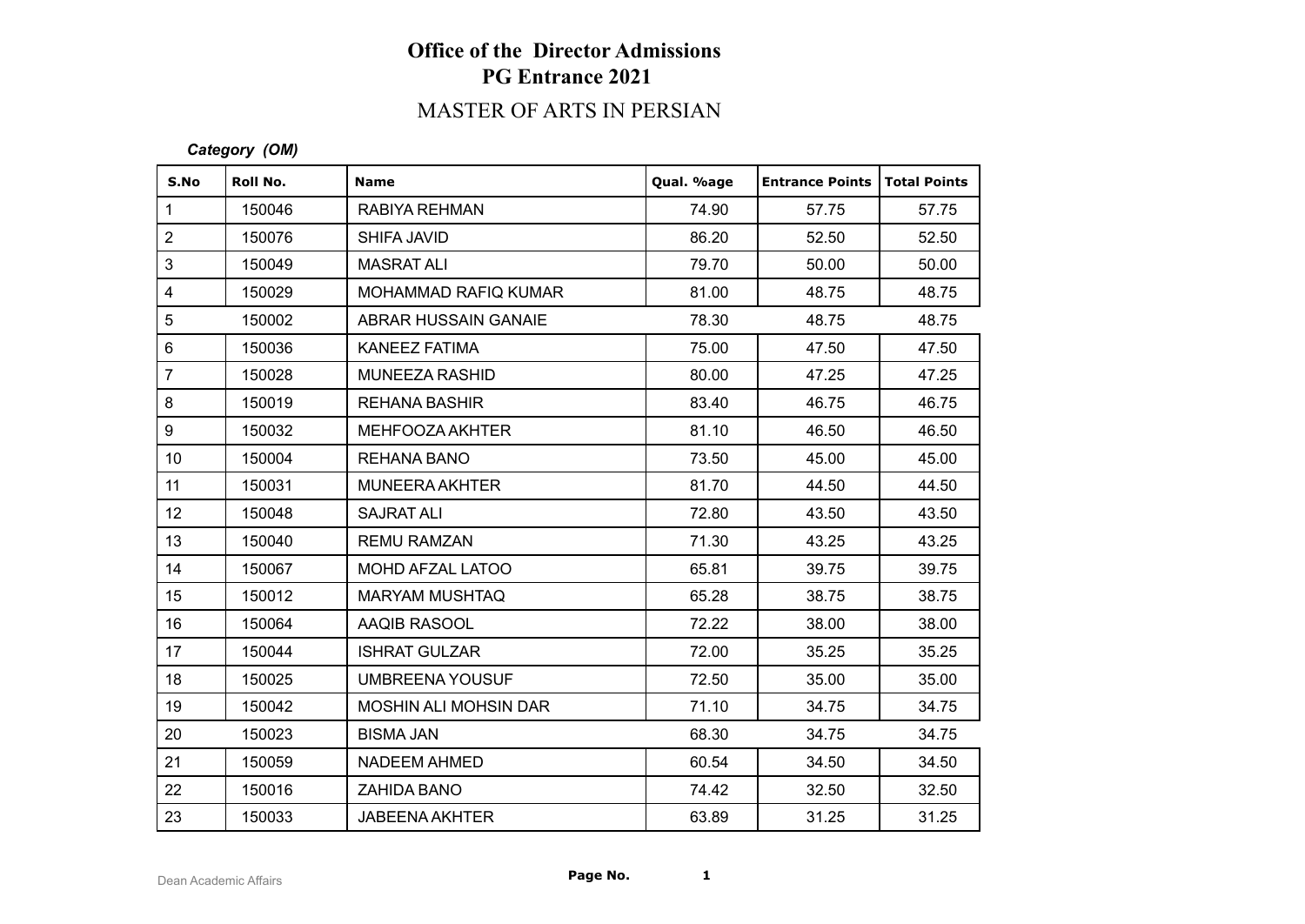# Office of the Director Admissions
# PG Entrance 2021

## MASTER OF ARTS IN PERSIAN

***Category (OM)***

| S.No | Roll No. | Name | Qual. %age | Entrance Points | Total Points |
|---|---|---|---|---|---|
| 1 | 150046 | RABIYA REHMAN | 74.90 | 57.75 | 57.75 |
| 2 | 150076 | SHIFA JAVID | 86.20 | 52.50 | 52.50 |
| 3 | 150049 | MASRAT ALI | 79.70 | 50.00 | 50.00 |
| 4 | 150029 | MOHAMMAD RAFIQ KUMAR | 81.00 | 48.75 | 48.75 |
| 5 | 150002 | ABRAR HUSSAIN GANAIE | 78.30 | 48.75 | 48.75 |
| 6 | 150036 | KANEEZ FATIMA | 75.00 | 47.50 | 47.50 |
| 7 | 150028 | MUNEEZA RASHID | 80.00 | 47.25 | 47.25 |
| 8 | 150019 | REHANA BASHIR | 83.40 | 46.75 | 46.75 |
| 9 | 150032 | MEHFOOZA AKHTER | 81.10 | 46.50 | 46.50 |
| 10 | 150004 | REHANA BANO | 73.50 | 45.00 | 45.00 |
| 11 | 150031 | MUNEERA AKHTER | 81.70 | 44.50 | 44.50 |
| 12 | 150048 | SAJRAT ALI | 72.80 | 43.50 | 43.50 |
| 13 | 150040 | REMU RAMZAN | 71.30 | 43.25 | 43.25 |
| 14 | 150067 | MOHD AFZAL LATOO | 65.81 | 39.75 | 39.75 |
| 15 | 150012 | MARYAM MUSHTAQ | 65.28 | 38.75 | 38.75 |
| 16 | 150064 | AAQIB RASOOL | 72.22 | 38.00 | 38.00 |
| 17 | 150044 | ISHRAT GULZAR | 72.00 | 35.25 | 35.25 |
| 18 | 150025 | UMBREENA YOUSUF | 72.50 | 35.00 | 35.00 |
| 19 | 150042 | MOSHIN ALI MOHSIN DAR | 71.10 | 34.75 | 34.75 |
| 20 | 150023 | BISMA JAN | 68.30 | 34.75 | 34.75 |
| 21 | 150059 | NADEEM AHMED | 60.54 | 34.50 | 34.50 |
| 22 | 150016 | ZAHIDA BANO | 74.42 | 32.50 | 32.50 |
| 23 | 150033 | JABEENA AKHTER | 63.89 | 31.25 | 31.25 |

Dean Academic Affairs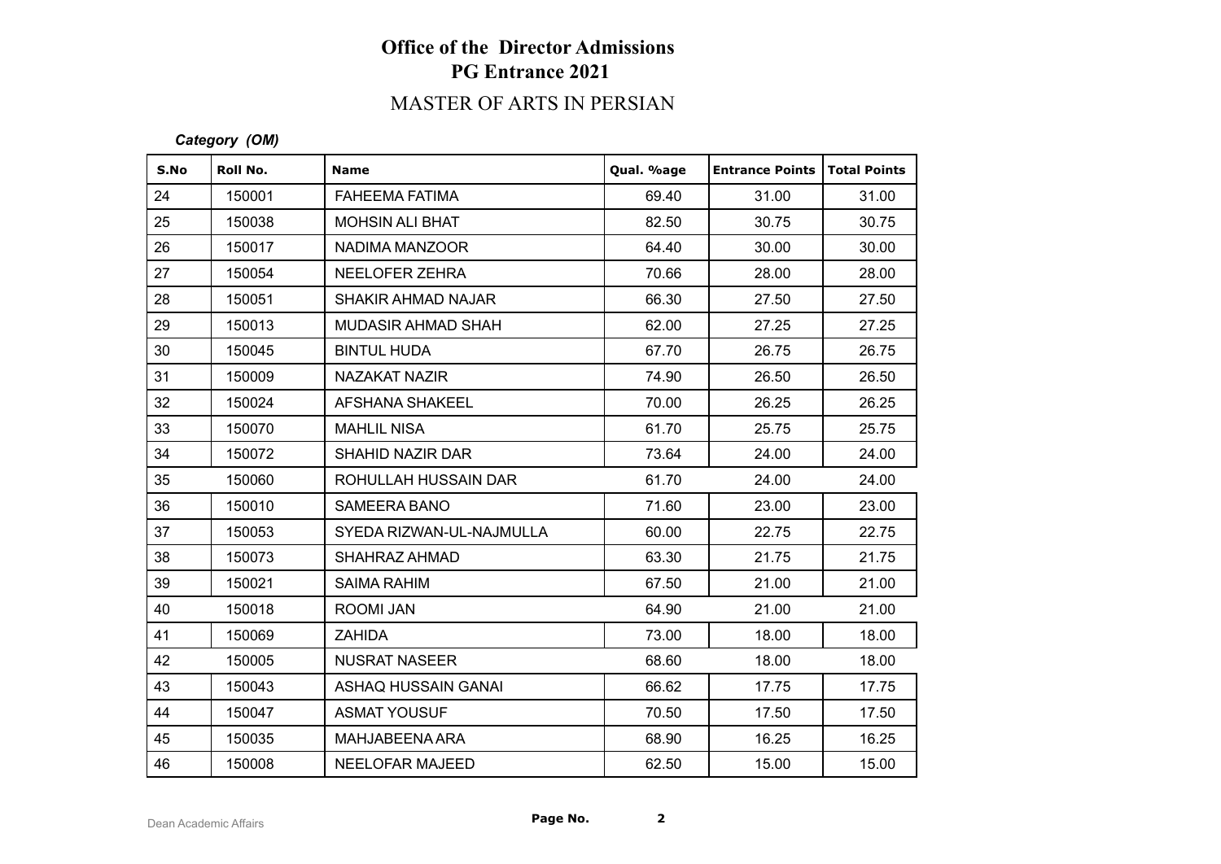# Office of the Director Admissions
## PG Entrance 2021
## MASTER OF ARTS IN PERSIAN

***Category (OM)***

| S.No | Roll No. | Name | Qual. %age | Entrance Points | Total Points |
|---|---|---|---|---|---|
| 24 | 150001 | FAHEEMA FATIMA | 69.40 | 31.00 | 31.00 |
| 25 | 150038 | MOHSIN ALI BHAT | 82.50 | 30.75 | 30.75 |
| 26 | 150017 | NADIMA MANZOOR | 64.40 | 30.00 | 30.00 |
| 27 | 150054 | NEELOFER ZEHRA | 70.66 | 28.00 | 28.00 |
| 28 | 150051 | SHAKIR AHMAD NAJAR | 66.30 | 27.50 | 27.50 |
| 29 | 150013 | MUDASIR AHMAD SHAH | 62.00 | 27.25 | 27.25 |
| 30 | 150045 | BINTUL HUDA | 67.70 | 26.75 | 26.75 |
| 31 | 150009 | NAZAKAT NAZIR | 74.90 | 26.50 | 26.50 |
| 32 | 150024 | AFSHANA SHAKEEL | 70.00 | 26.25 | 26.25 |
| 33 | 150070 | MAHLIL NISA | 61.70 | 25.75 | 25.75 |
| 34 | 150072 | SHAHID NAZIR DAR | 73.64 | 24.00 | 24.00 |
| 35 | 150060 | ROHULLAH HUSSAIN DAR | 61.70 | 24.00 | 24.00 |
| 36 | 150010 | SAMEERA BANO | 71.60 | 23.00 | 23.00 |
| 37 | 150053 | SYEDA RIZWAN-UL-NAJMULLA | 60.00 | 22.75 | 22.75 |
| 38 | 150073 | SHAHRAZ AHMAD | 63.30 | 21.75 | 21.75 |
| 39 | 150021 | SAIMA RAHIM | 67.50 | 21.00 | 21.00 |
| 40 | 150018 | ROOMI JAN | 64.90 | 21.00 | 21.00 |
| 41 | 150069 | ZAHIDA | 73.00 | 18.00 | 18.00 |
| 42 | 150005 | NUSRAT NASEER | 68.60 | 18.00 | 18.00 |
| 43 | 150043 | ASHAQ HUSSAIN GANAI | 66.62 | 17.75 | 17.75 |
| 44 | 150047 | ASMAT YOUSUF | 70.50 | 17.50 | 17.50 |
| 45 | 150035 | MAHJABEENA ARA | 68.90 | 16.25 | 16.25 |
| 46 | 150008 | NEELOFAR MAJEED | 62.50 | 15.00 | 15.00 |

Dean Academic Affairs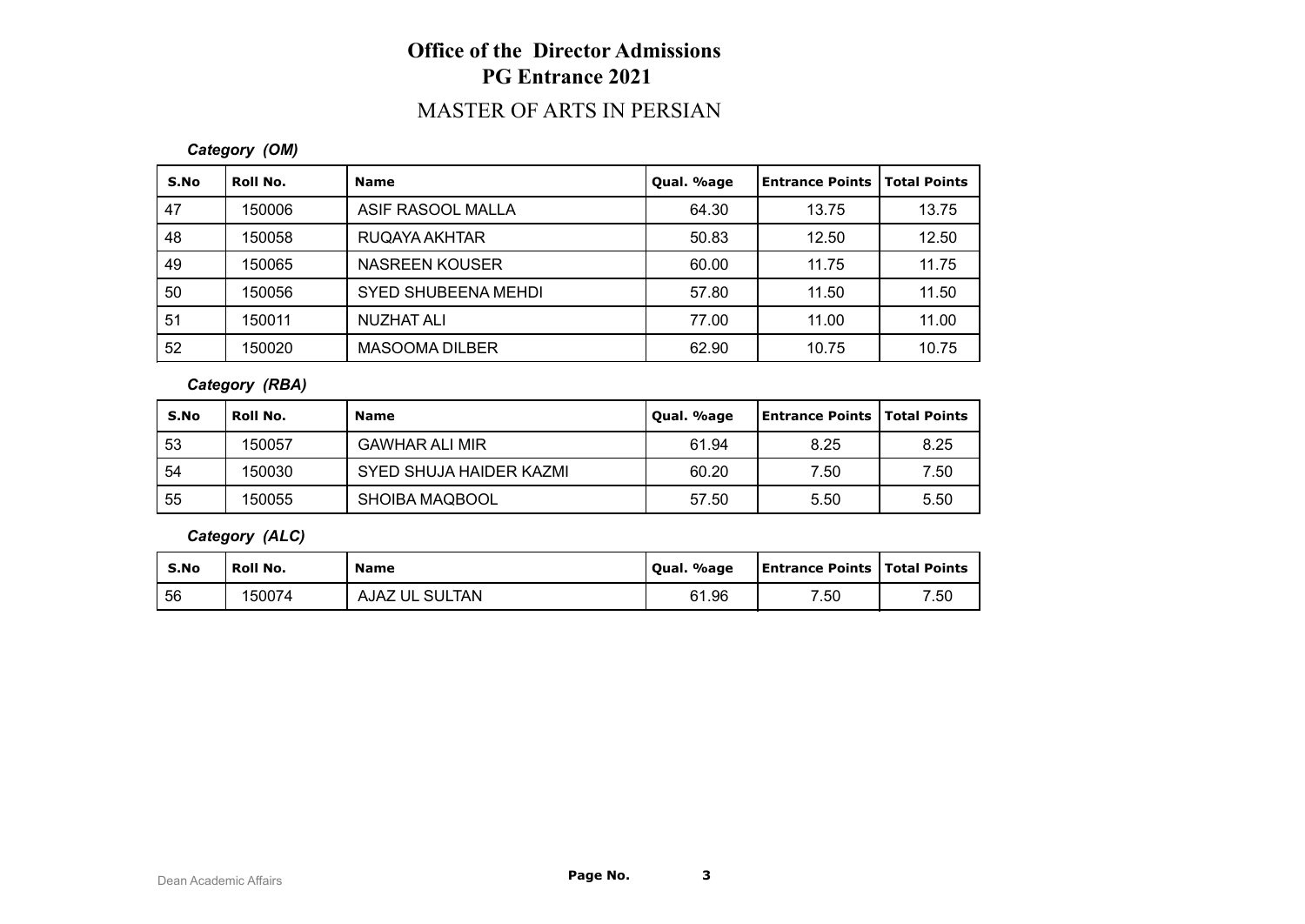# Office of the Director Admissions
## PG Entrance 2021

## MASTER OF ARTS IN PERSIAN

*Category (OM)*

| S.No | Roll No. | Name | Qual. %age | Entrance Points | Total Points |
|---|---|---|---|---|---|
| 47 | 150006 | ASIF RASOOL MALLA | 64.30 | 13.75 | 13.75 |
| 48 | 150058 | RUQAYA AKHTAR | 50.83 | 12.50 | 12.50 |
| 49 | 150065 | NASREEN KOUSER | 60.00 | 11.75 | 11.75 |
| 50 | 150056 | SYED SHUBEENA MEHDI | 57.80 | 11.50 | 11.50 |
| 51 | 150011 | NUZHAT ALI | 77.00 | 11.00 | 11.00 |
| 52 | 150020 | MASOOMA DILBER | 62.90 | 10.75 | 10.75 |

*Category (RBA)*

| S.No | Roll No. | Name | Qual. %age | Entrance Points | Total Points |
|---|---|---|---|---|---|
| 53 | 150057 | GAWHAR ALI MIR | 61.94 | 8.25 | 8.25 |
| 54 | 150030 | SYED SHUJA HAIDER KAZMI | 60.20 | 7.50 | 7.50 |
| 55 | 150055 | SHOIBA MAQBOOL | 57.50 | 5.50 | 5.50 |

*Category (ALC)*

| S.No | Roll No. | Name | Qual. %age | Entrance Points | Total Points |
|---|---|---|---|---|---|
| 56 | 150074 | AJAZ UL SULTAN | 61.96 | 7.50 | 7.50 |

Dean Academic Affairs